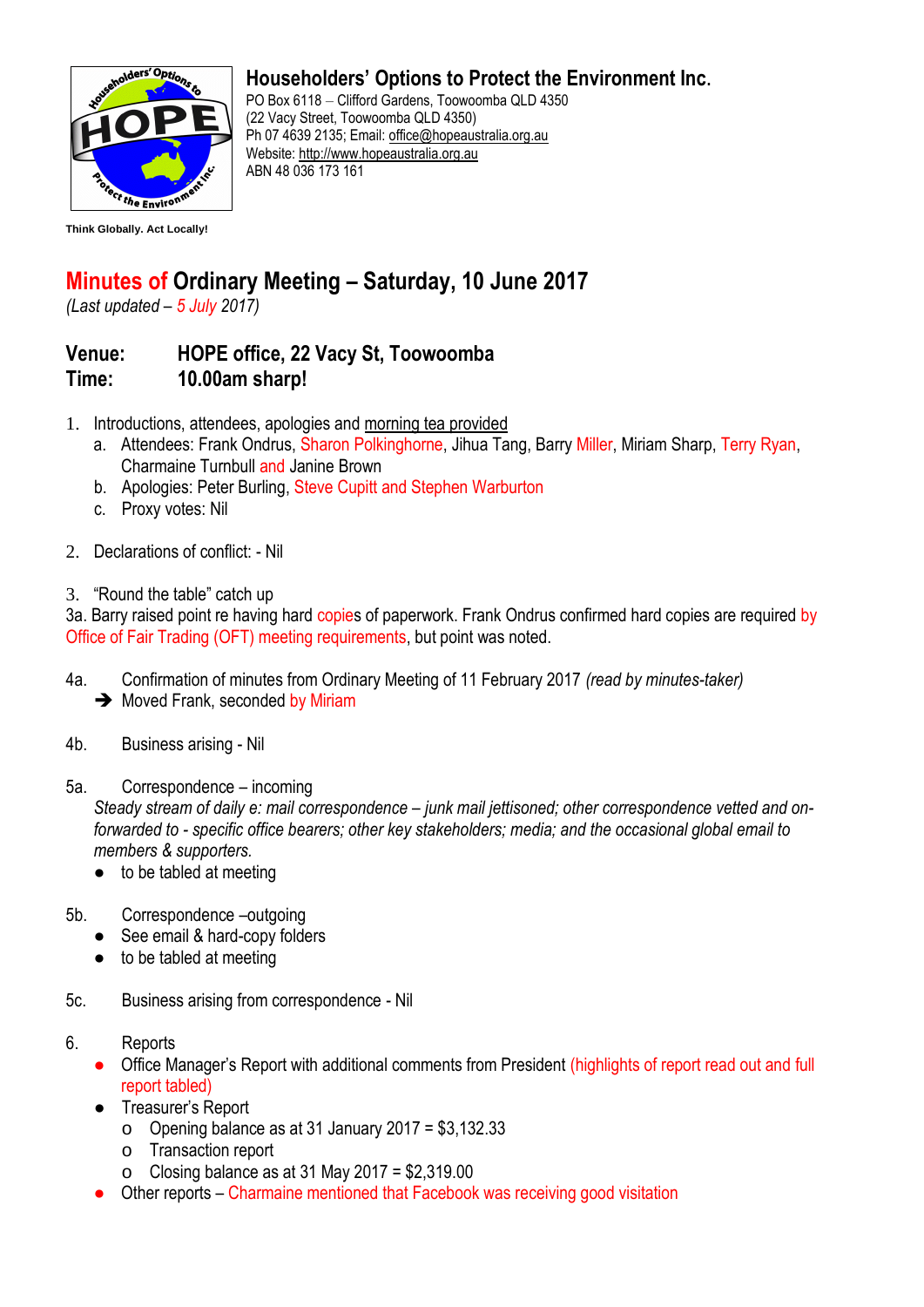# Householders' Options to Protect the Environment Inc.

PO Box 6118 – Clifford Gardens, Toowoomba QLD 4350
(22 Vacy Street, Toowoomba QLD 4350)
Ph 07 4639 2135; Email: office@hopeaustralia.org.au
Website: http://www.hopeaustralia.org.au
ABN 48 036 173 161

**Think Globally. Act Locally!**

## Minutes of Ordinary Meeting – Saturday, 10 June 2017

*(Last updated – 5 July 2017)*

**Venue:** **HOPE office, 22 Vacy St, Toowoomba**
**Time:** **10.00am sharp!**

1. Introductions, attendees, apologies and morning tea provided
   a. Attendees: Frank Ondrus, Sharon Polkinghorne, Jihua Tang, Barry Miller, Miriam Sharp, Terry Ryan, Charmaine Turnbull and Janine Brown
   b. Apologies: Peter Burling, Steve Cupitt and Stephen Warburton
   c. Proxy votes: Nil

2. Declarations of conflict: - Nil

3. "Round the table" catch up

3a. Barry raised point re having hard copies of paperwork. Frank Ondrus confirmed hard copies are required by Office of Fair Trading (OFT) meeting requirements, but point was noted.

4a. Confirmation of minutes from Ordinary Meeting of 11 February 2017 *(read by minutes-taker)*

➔ Moved Frank, seconded by Miriam

4b. Business arising - Nil

5a. Correspondence – incoming

*Steady stream of daily e: mail correspondence – junk mail jettisoned; other correspondence vetted and on-forwarded to - specific office bearers; other key stakeholders; media; and the occasional global email to members & supporters.*

- to be tabled at meeting

5b. Correspondence –outgoing

- See email & hard-copy folders
- to be tabled at meeting

5c. Business arising from correspondence - Nil

6. Reports

- Office Manager's Report with additional comments from President (highlights of report read out and full report tabled)
- Treasurer's Report
  - Opening balance as at 31 January 2017 = $3,132.33
  - Transaction report
  - Closing balance as at 31 May 2017 = $2,319.00
- Other reports – Charmaine mentioned that Facebook was receiving good visitation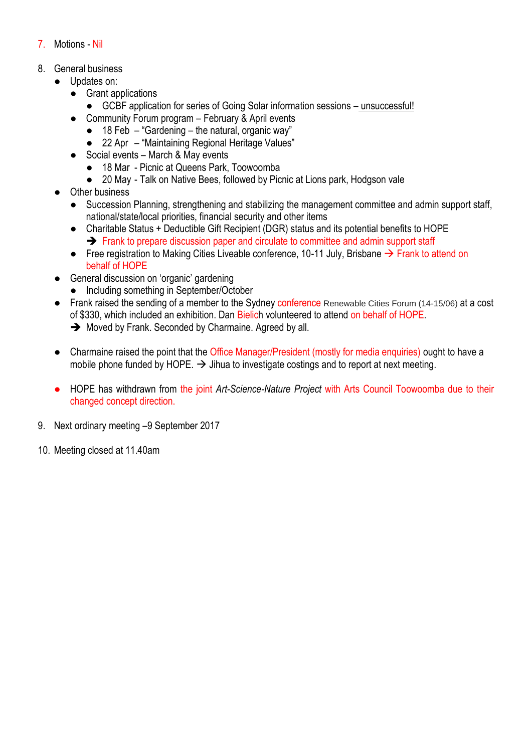7. Motions - Nil

8. General business
   - Updates on:
     - Grant applications
       - GCBF application for series of Going Solar information sessions – unsuccessful!
     - Community Forum program – February & April events
       - 18 Feb – "Gardening – the natural, organic way"
       - 22 Apr – "Maintaining Regional Heritage Values"
     - Social events – March & May events
       - 18 Mar - Picnic at Queens Park, Toowoomba
       - 20 May - Talk on Native Bees, followed by Picnic at Lions park, Hodgson vale
   - Other business
     - Succession Planning, strengthening and stabilizing the management committee and admin support staff, national/state/local priorities, financial security and other items
     - Charitable Status + Deductible Gift Recipient (DGR) status and its potential benefits to HOPE
       
       ➔ Frank to prepare discussion paper and circulate to committee and admin support staff
     - Free registration to Making Cities Liveable conference, 10-11 July, Brisbane → Frank to attend on behalf of HOPE
   - General discussion on 'organic' gardening
     - Including something in September/October
   - Frank raised the sending of a member to the Sydney conference Renewable Cities Forum (14-15/06) at a cost of $330, which included an exhibition. Dan Bielich volunteered to attend on behalf of HOPE.
     
     ➔ Moved by Frank. Seconded by Charmaine. Agreed by all.

   - Charmaine raised the point that the Office Manager/President (mostly for media enquiries) ought to have a mobile phone funded by HOPE. → Jihua to investigate costings and to report at next meeting.

   - HOPE has withdrawn from the joint *Art-Science-Nature Project* with Arts Council Toowoomba due to their changed concept direction.

9. Next ordinary meeting –9 September 2017

10. Meeting closed at 11.40am